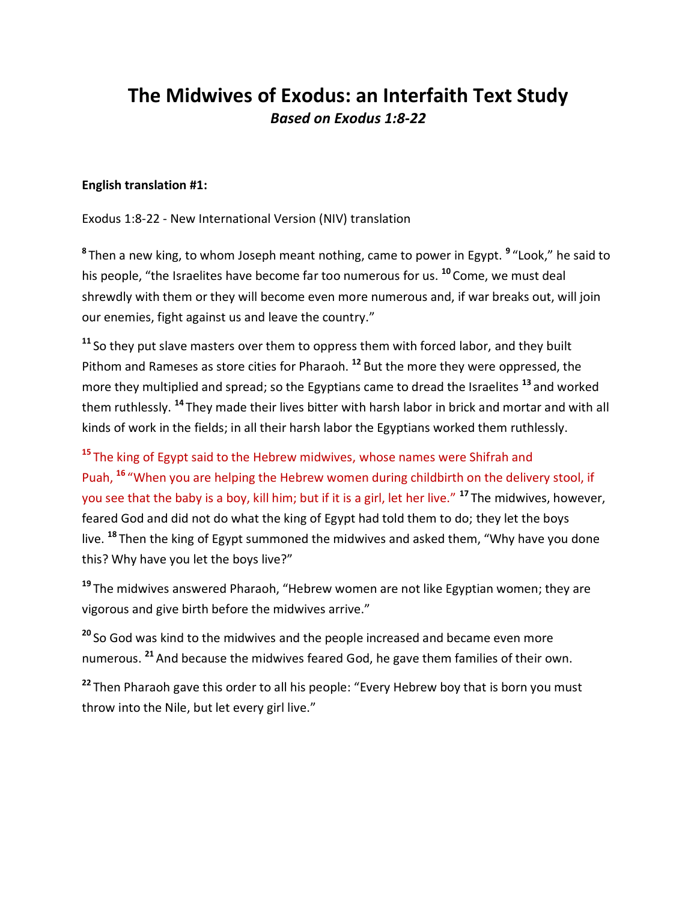# The Midwives of Exodus: an Interfaith Text Study

***Based on Exodus 1:8-22***

**English translation #1:**

Exodus 1:8-22 - New International Version (NIV) translation

[8] Then a new king, to whom Joseph meant nothing, came to power in Egypt. [9] "Look," he said to his people, "the Israelites have become far too numerous for us. [10] Come, we must deal shrewdly with them or they will become even more numerous and, if war breaks out, will join our enemies, fight against us and leave the country."

[11] So they put slave masters over them to oppress them with forced labor, and they built Pithom and Rameses as store cities for Pharaoh. [12] But the more they were oppressed, the more they multiplied and spread; so the Egyptians came to dread the Israelites [13] and worked them ruthlessly. [14] They made their lives bitter with harsh labor in brick and mortar and with all kinds of work in the fields; in all their harsh labor the Egyptians worked them ruthlessly.

[15] The king of Egypt said to the Hebrew midwives, whose names were Shifrah and Puah, [16] "When you are helping the Hebrew women during childbirth on the delivery stool, if you see that the baby is a boy, kill him; but if it is a girl, let her live." [17] The midwives, however, feared God and did not do what the king of Egypt had told them to do; they let the boys live. [18] Then the king of Egypt summoned the midwives and asked them, "Why have you done this? Why have you let the boys live?"

[19] The midwives answered Pharaoh, "Hebrew women are not like Egyptian women; they are vigorous and give birth before the midwives arrive."

[20] So God was kind to the midwives and the people increased and became even more numerous. [21] And because the midwives feared God, he gave them families of their own.

[22] Then Pharaoh gave this order to all his people: "Every Hebrew boy that is born you must throw into the Nile, but let every girl live."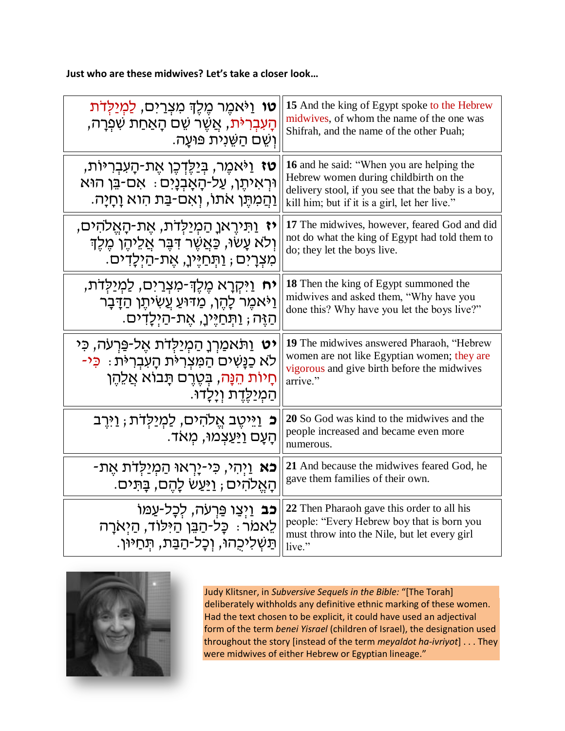**Just who are these midwives? Let's take a closer look…**

| | |
|---|---|
| **טו** וַיֹּאמֶר מֶלֶךְ מִצְרַיִם, לַמְיַלְּדֹת הָעִבְרִיֹּת, אֲשֶׁר שֵׁם הָאַחַת שִׁפְרָה, וְשֵׁם הַשֵּׁנִית פּוּעָה. | **15** And the king of Egypt spoke to the Hebrew midwives, of whom the name of the one was Shifrah, and the name of the other Puah; |
| **טז** וַיֹּאמֶר, בְּיַלֶּדְכֶן אֶת-הָעִבְרִיּוֹת, וּרְאִיתֶן, עַל-הָאָבְנָיִם: אִם-בֵּן הוּא וַהֲמִתֶּן אֹתוֹ, וְאִם-בַּת הִוא וָחָיָה. | **16** and he said: "When you are helping the Hebrew women during childbirth on the delivery stool, if you see that the baby is a boy, kill him; but if it is a girl, let her live." |
| **יז** וַתִּירֶאןָ הַמְיַלְּדֹת, אֶת-הָאֱלֹהִים, וְלֹא עָשׂוּ, כַּאֲשֶׁר דִּבֶּר אֲלֵיהֶן מֶלֶךְ מִצְרָיִם; וַתְּחַיֶּיןָ, אֶת-הַיְלָדִים. | **17** The midwives, however, feared God and did not do what the king of Egypt had told them to do; they let the boys live. |
| **יח** וַיִּקְרָא מֶלֶךְ-מִצְרַיִם, לַמְיַלְּדֹת, וַיֹּאמֶר לָהֶן, מַדּוּעַ עֲשִׂיתֶן הַדָּבָר הַזֶּה; וַתְּחַיֶּיןָ, אֶת-הַיְלָדִים. | **18** Then the king of Egypt summoned the midwives and asked them, "Why have you done this? Why have you let the boys live?" |
| **יט** וַתֹּאמַרְןָ הַמְיַלְּדֹת אֶל-פַּרְעֹה, כִּי לֹא כַנָּשִׁים הַמִּצְרִיֹּת הָעִבְרִיֹּת: כִּי-חָיוֹת הֵנָּה, בְּטֶרֶם תָּבוֹא אֲלֵהֶן הַמְיַלֶּדֶת וְיָלָדוּ. | **19** The midwives answered Pharaoh, "Hebrew women are not like Egyptian women; they are vigorous and give birth before the midwives arrive." |
| **כ** וַיֵּיטֶב אֱלֹהִים, לַמְיַלְּדֹת; וַיִּרֶב הָעָם וַיַּעַצְמוּ, מְאֹד. | **20** So God was kind to the midwives and the people increased and became even more numerous. |
| **כא** וַיְהִי, כִּי-יָרְאוּ הַמְיַלְּדֹת אֶת-הָאֱלֹהִים; וַיַּעַשׂ לָהֶם, בָּתִּים. | **21** And because the midwives feared God, he gave them families of their own. |
| **כב** וַיְצַו פַּרְעֹה, לְכָל-עַמּוֹ לֵאמֹר: כָּל-הַבֵּן הַיִּלּוֹד, הַיְאֹרָה תַּשְׁלִיכֻהוּ, וְכָל-הַבַּת, תְּחַיּוּן. | **22** Then Pharaoh gave this order to all his people: "Every Hebrew boy that is born you must throw into the Nile, but let every girl live." |

Judy Klitsner, in *Subversive Sequels in the Bible:* "[The Torah] deliberately withholds any definitive ethnic marking of these women. Had the text chosen to be explicit, it could have used an adjectival form of the term *benei Yisrael* (children of Israel), the designation used throughout the story [instead of the term *meyaldot ha-ivriyot*] . . . They were midwives of either Hebrew or Egyptian lineage."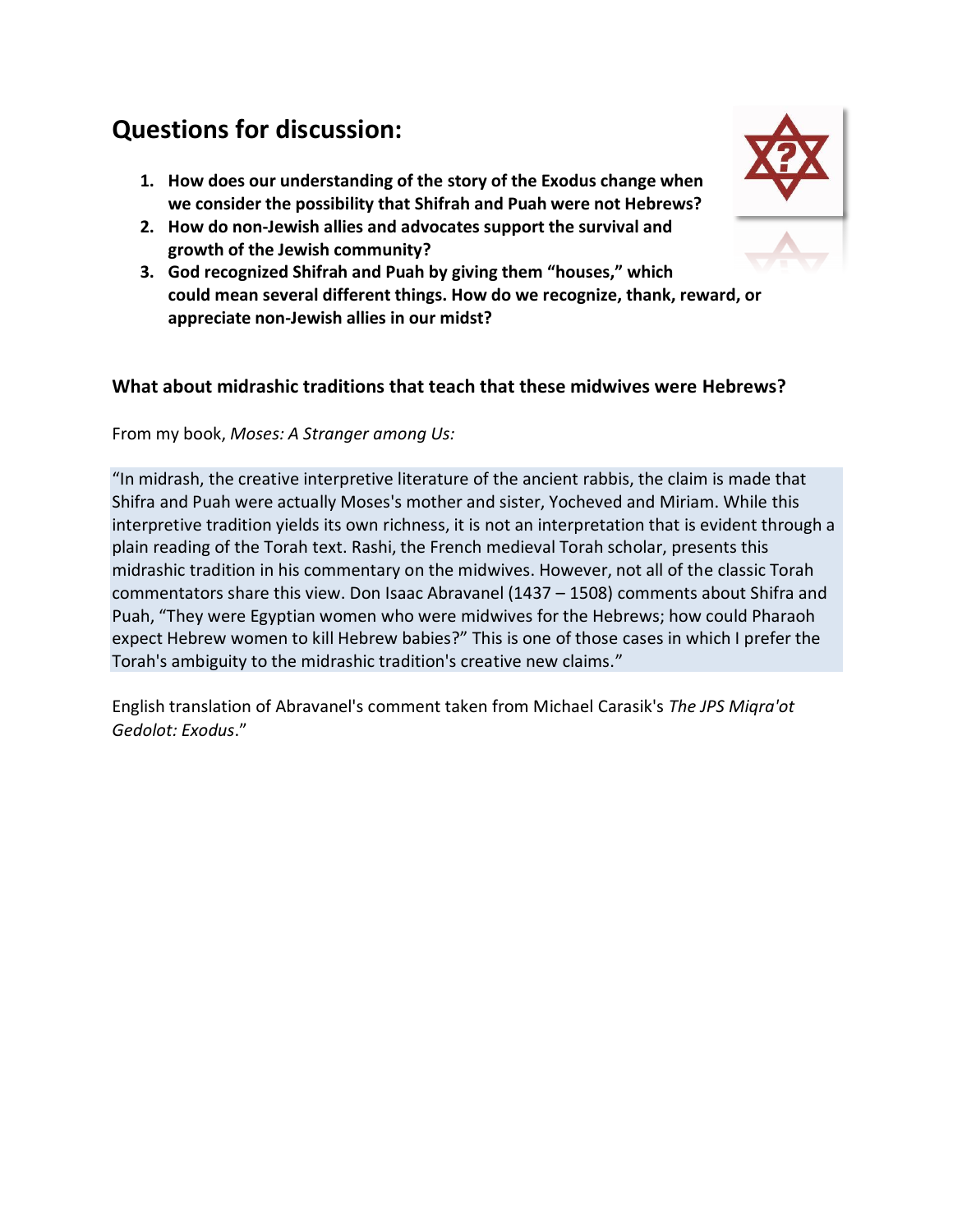## Questions for discussion:

1. **How does our understanding of the story of the Exodus change when we consider the possibility that Shifrah and Puah were not Hebrews?**
2. **How do non-Jewish allies and advocates support the survival and growth of the Jewish community?**
3. **God recognized Shifrah and Puah by giving them "houses," which could mean several different things. How do we recognize, thank, reward, or appreciate non-Jewish allies in our midst?**

### What about midrashic traditions that teach that these midwives were Hebrews?

From my book, *Moses: A Stranger among Us:*

> "In midrash, the creative interpretive literature of the ancient rabbis, the claim is made that Shifra and Puah were actually Moses's mother and sister, Yocheved and Miriam. While this interpretive tradition yields its own richness, it is not an interpretation that is evident through a plain reading of the Torah text. Rashi, the French medieval Torah scholar, presents this midrashic tradition in his commentary on the midwives. However, not all of the classic Torah commentators share this view. Don Isaac Abravanel (1437 – 1508) comments about Shifra and Puah, "They were Egyptian women who were midwives for the Hebrews; how could Pharaoh expect Hebrew women to kill Hebrew babies?" This is one of those cases in which I prefer the Torah's ambiguity to the midrashic tradition's creative new claims."

English translation of Abravanel's comment taken from Michael Carasik's *The JPS Miqra'ot Gedolot: Exodus*."